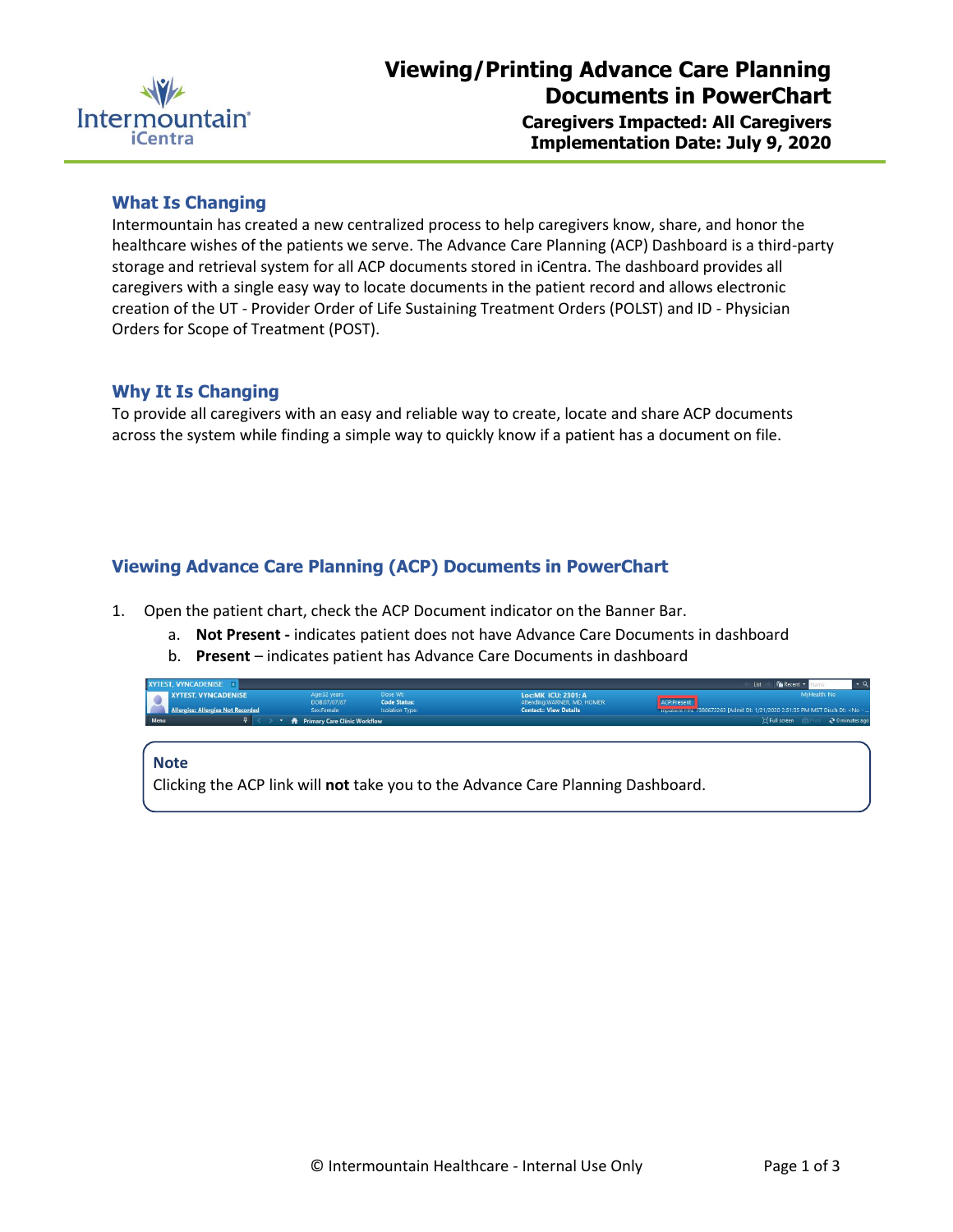# Viewing/Printing Advance Care Planning Documents in PowerChart

**Caregivers Impacted: All Caregivers**
**Implementation Date: July 9, 2020**

## What Is Changing

Intermountain has created a new centralized process to help caregivers know, share, and honor the healthcare wishes of the patients we serve. The Advance Care Planning (ACP) Dashboard is a third-party storage and retrieval system for all ACP documents stored in iCentra. The dashboard provides all caregivers with a single easy way to locate documents in the patient record and allows electronic creation of the UT - Provider Order of Life Sustaining Treatment Orders (POLST) and ID - Physician Orders for Scope of Treatment (POST).

## Why It Is Changing

To provide all caregivers with an easy and reliable way to create, locate and share ACP documents across the system while finding a simple way to quickly know if a patient has a document on file.

## Viewing Advance Care Planning (ACP) Documents in PowerChart

1. Open the patient chart, check the ACP Document indicator on the Banner Bar.
   a. **Not Present -** indicates patient does not have Advance Care Documents in dashboard
   b. **Present** – indicates patient has Advance Care Documents in dashboard

> **Note**
> Clicking the ACP link will **not** take you to the Advance Care Planning Dashboard.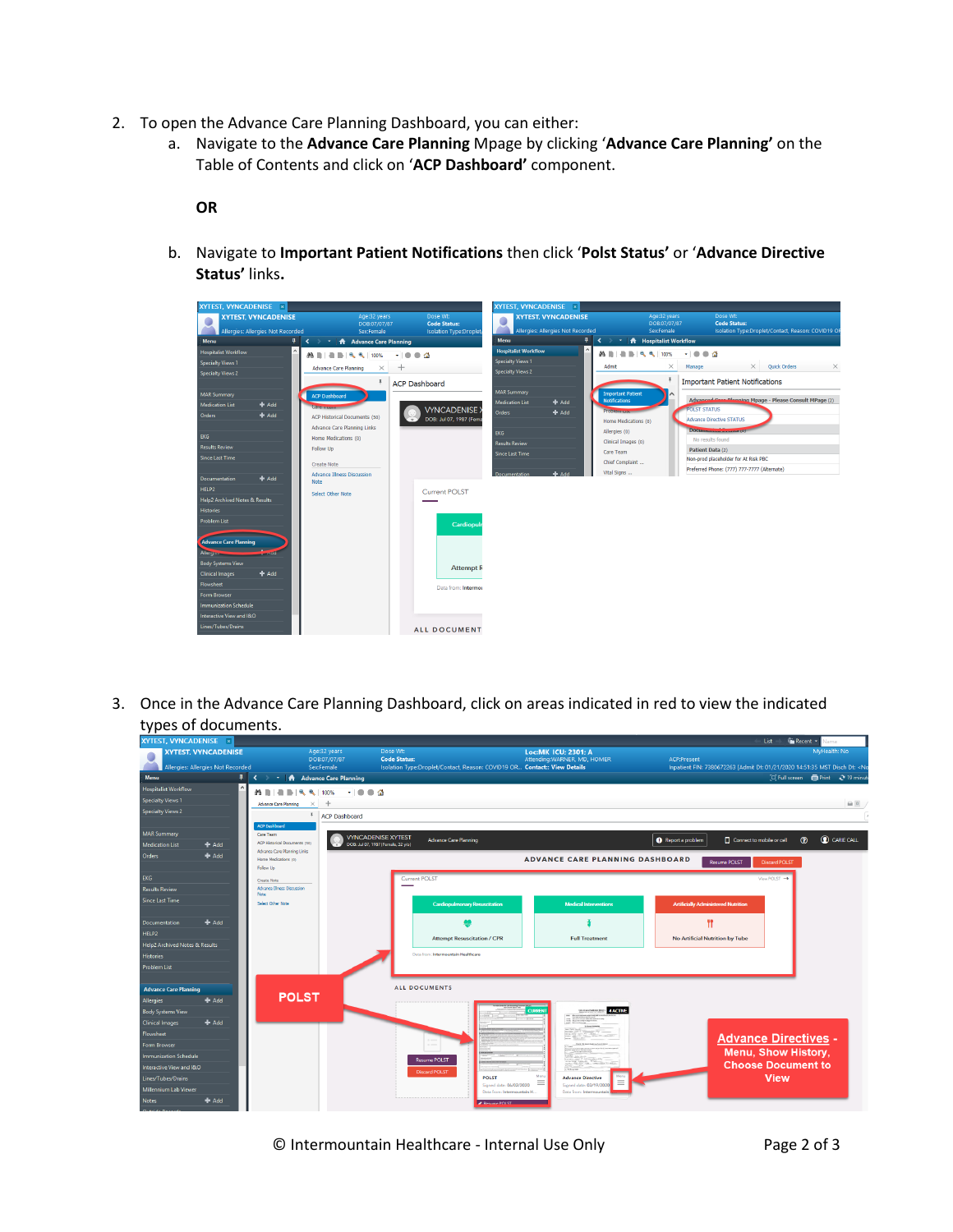2. To open the Advance Care Planning Dashboard, you can either:
   a. Navigate to the **Advance Care Planning** Mpage by clicking '**Advance Care Planning'** on the Table of Contents and click on '**ACP Dashboard'** component.

      **OR**

   b. Navigate to **Important Patient Notifications** then click '**Polst Status'** or '**Advance Directive Status'** links.

3. Once in the Advance Care Planning Dashboard, click on areas indicated in red to view the indicated types of documents.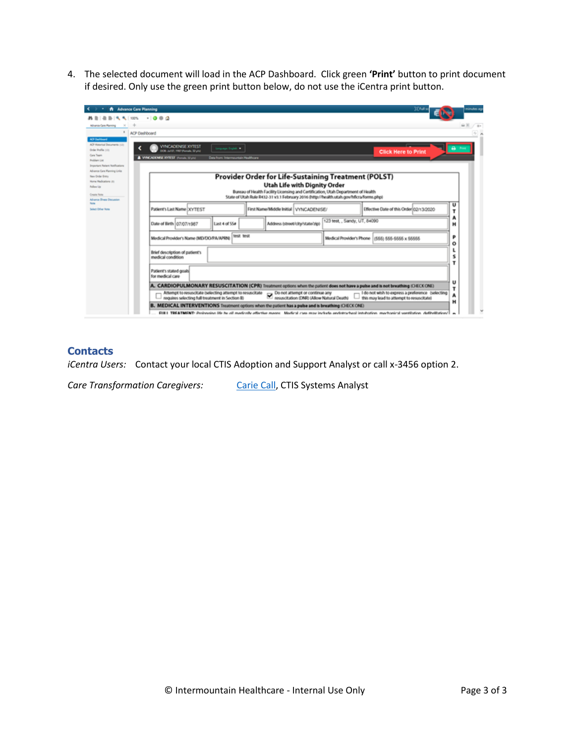4. The selected document will load in the ACP Dashboard. Click green **'Print'** button to print document if desired. Only use the green print button below, do not use the iCentra print button.

## Contacts

*iCentra Users:* Contact your local CTIS Adoption and Support Analyst or call x-3456 option 2.

*Care Transformation Caregivers:* Carie Call, CTIS Systems Analyst

© Intermountain Healthcare - Internal Use Only